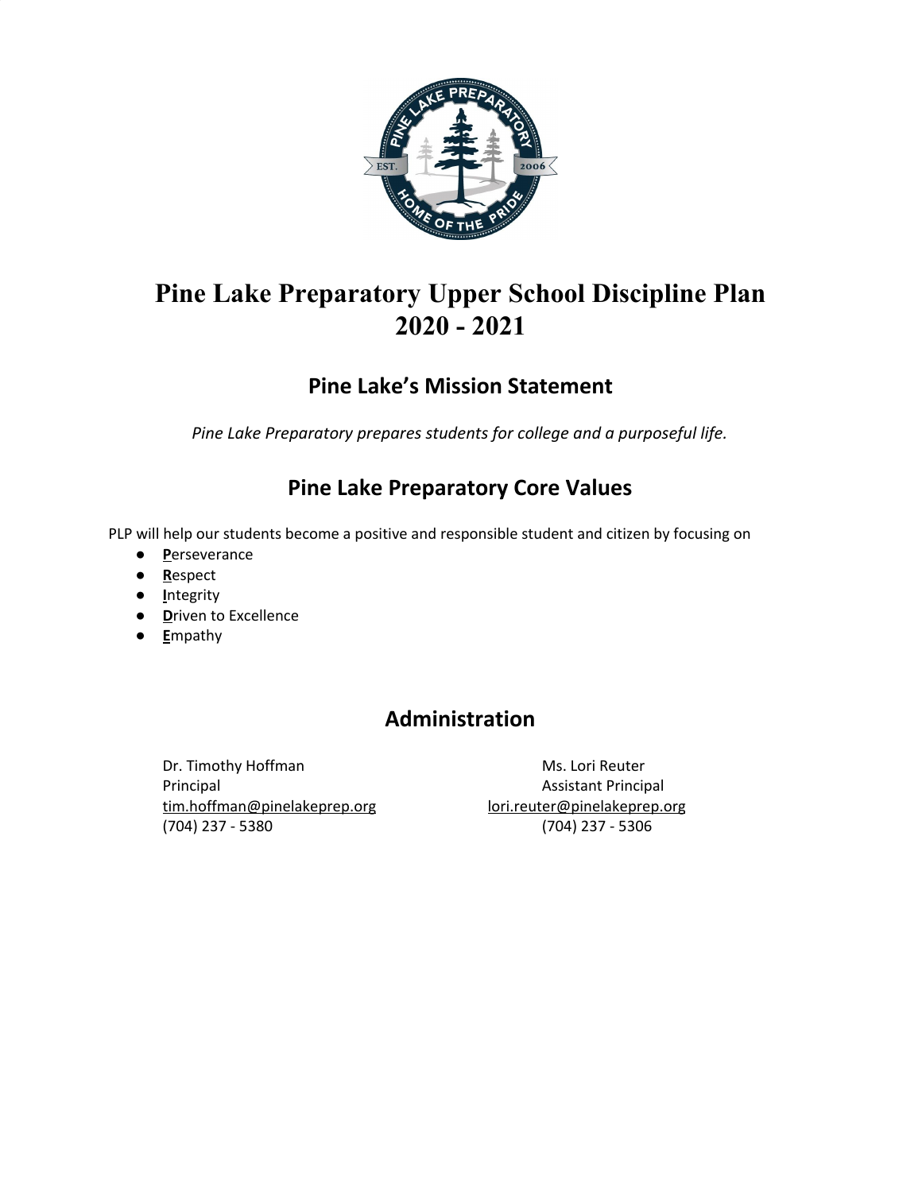# Pine Lake Preparatory Upper School Discipline Plan 2020 - 2021

## Pine Lake's Mission Statement

*Pine Lake Preparatory prepares students for college and a purposeful life.*

## Pine Lake Preparatory Core Values

PLP will help our students become a positive and responsible student and citizen by focusing on

- **P**erseverance
- **R**espect
- **I**ntegrity
- **D**riven to Excellence
- **E**mpathy

## Administration

Dr. Timothy Hoffman
Principal
tim.hoffman@pinelakeprep.org
(704) 237 - 5380

Ms. Lori Reuter
Assistant Principal
lori.reuter@pinelakeprep.org
(704) 237 - 5306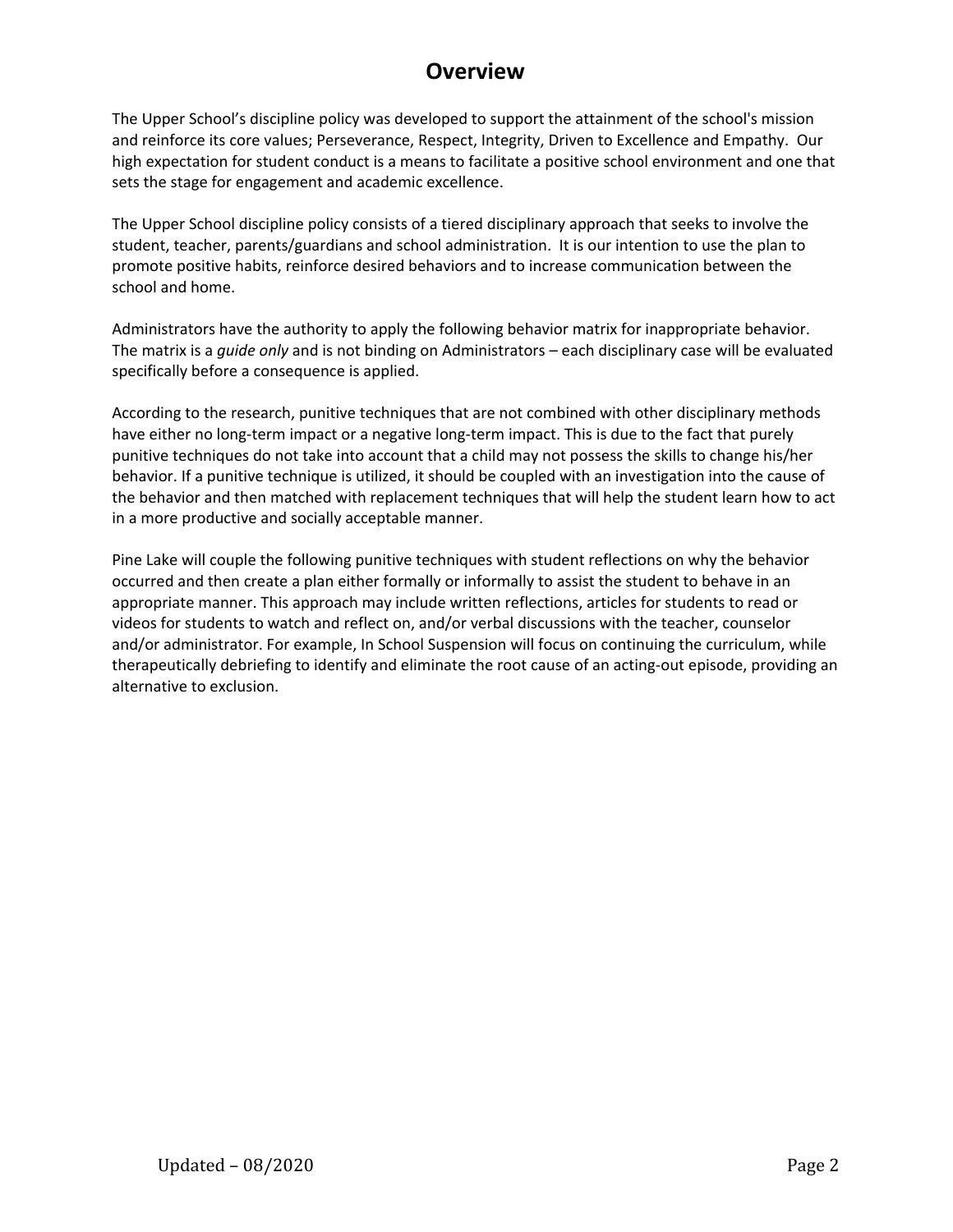# Overview

The Upper School's discipline policy was developed to support the attainment of the school's mission and reinforce its core values; Perseverance, Respect, Integrity, Driven to Excellence and Empathy. Our high expectation for student conduct is a means to facilitate a positive school environment and one that sets the stage for engagement and academic excellence.

The Upper School discipline policy consists of a tiered disciplinary approach that seeks to involve the student, teacher, parents/guardians and school administration. It is our intention to use the plan to promote positive habits, reinforce desired behaviors and to increase communication between the school and home.

Administrators have the authority to apply the following behavior matrix for inappropriate behavior. The matrix is a *guide only* and is not binding on Administrators – each disciplinary case will be evaluated specifically before a consequence is applied.

According to the research, punitive techniques that are not combined with other disciplinary methods have either no long-term impact or a negative long-term impact. This is due to the fact that purely punitive techniques do not take into account that a child may not possess the skills to change his/her behavior. If a punitive technique is utilized, it should be coupled with an investigation into the cause of the behavior and then matched with replacement techniques that will help the student learn how to act in a more productive and socially acceptable manner.

Pine Lake will couple the following punitive techniques with student reflections on why the behavior occurred and then create a plan either formally or informally to assist the student to behave in an appropriate manner. This approach may include written reflections, articles for students to read or videos for students to watch and reflect on, and/or verbal discussions with the teacher, counselor and/or administrator. For example, In School Suspension will focus on continuing the curriculum, while therapeutically debriefing to identify and eliminate the root cause of an acting-out episode, providing an alternative to exclusion.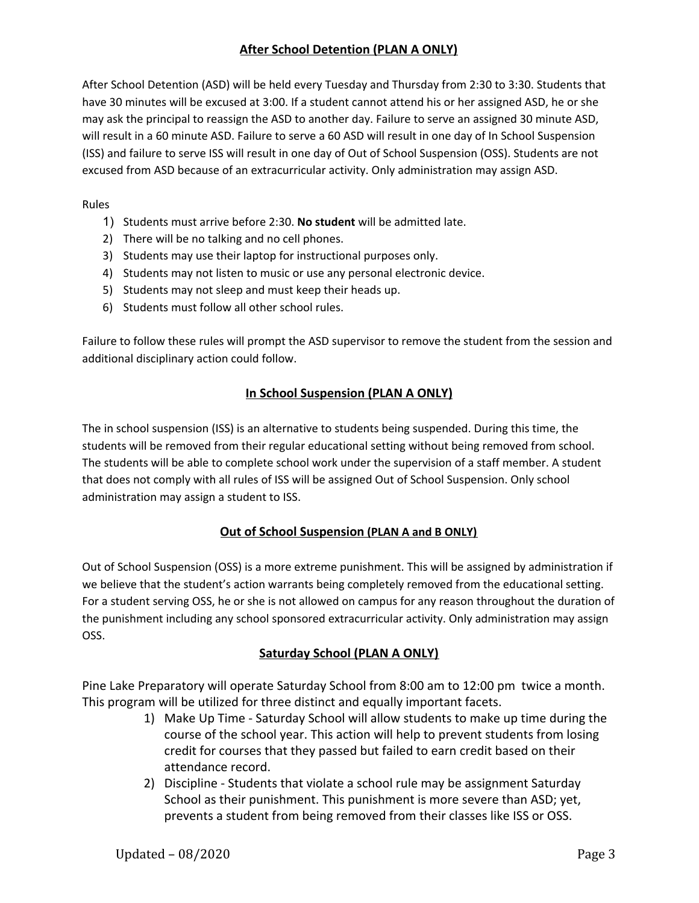## After School Detention (PLAN A ONLY)

After School Detention (ASD) will be held every Tuesday and Thursday from 2:30 to 3:30. Students that have 30 minutes will be excused at 3:00. If a student cannot attend his or her assigned ASD, he or she may ask the principal to reassign the ASD to another day. Failure to serve an assigned 30 minute ASD, will result in a 60 minute ASD. Failure to serve a 60 ASD will result in one day of In School Suspension (ISS) and failure to serve ISS will result in one day of Out of School Suspension (OSS). Students are not excused from ASD because of an extracurricular activity. Only administration may assign ASD.

Rules

1) Students must arrive before 2:30. **No student** will be admitted late.
2) There will be no talking and no cell phones.
3) Students may use their laptop for instructional purposes only.
4) Students may not listen to music or use any personal electronic device.
5) Students may not sleep and must keep their heads up.
6) Students must follow all other school rules.

Failure to follow these rules will prompt the ASD supervisor to remove the student from the session and additional disciplinary action could follow.

## In School Suspension (PLAN A ONLY)

The in school suspension (ISS) is an alternative to students being suspended. During this time, the students will be removed from their regular educational setting without being removed from school. The students will be able to complete school work under the supervision of a staff member. A student that does not comply with all rules of ISS will be assigned Out of School Suspension. Only school administration may assign a student to ISS.

## Out of School Suspension (PLAN A and B ONLY)

Out of School Suspension (OSS) is a more extreme punishment. This will be assigned by administration if we believe that the student's action warrants being completely removed from the educational setting. For a student serving OSS, he or she is not allowed on campus for any reason throughout the duration of the punishment including any school sponsored extracurricular activity. Only administration may assign OSS.

## Saturday School (PLAN A ONLY)

Pine Lake Preparatory will operate Saturday School from 8:00 am to 12:00 pm twice a month. This program will be utilized for three distinct and equally important facets.

1) Make Up Time - Saturday School will allow students to make up time during the course of the school year. This action will help to prevent students from losing credit for courses that they passed but failed to earn credit based on their attendance record.
2) Discipline - Students that violate a school rule may be assignment Saturday School as their punishment. This punishment is more severe than ASD; yet, prevents a student from being removed from their classes like ISS or OSS.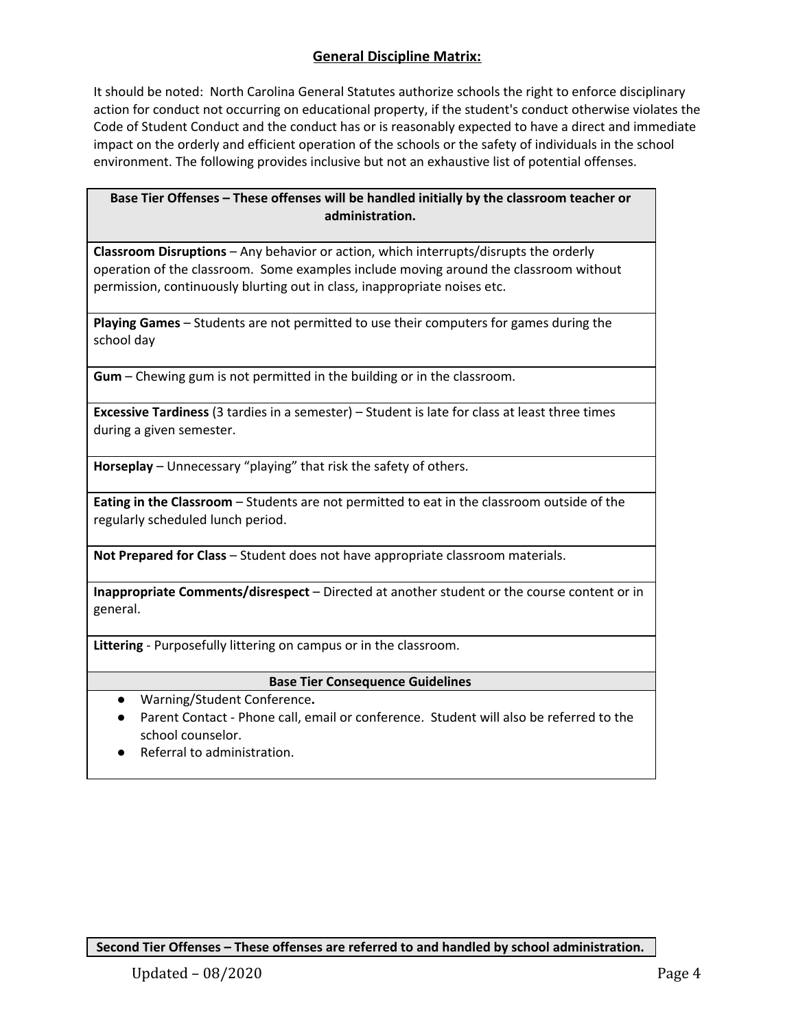## General Discipline Matrix:

It should be noted: North Carolina General Statutes authorize schools the right to enforce disciplinary action for conduct not occurring on educational property, if the student's conduct otherwise violates the Code of Student Conduct and the conduct has or is reasonably expected to have a direct and immediate impact on the orderly and efficient operation of the schools or the safety of individuals in the school environment. The following provides inclusive but not an exhaustive list of potential offenses.

| **Base Tier Offenses – These offenses will be handled initially by the classroom teacher or administration.** |
|---|
| **Classroom Disruptions** – Any behavior or action, which interrupts/disrupts the orderly operation of the classroom. Some examples include moving around the classroom without permission, continuously blurting out in class, inappropriate noises etc. |
| **Playing Games** – Students are not permitted to use their computers for games during the school day |
| **Gum** – Chewing gum is not permitted in the building or in the classroom. |
| **Excessive Tardiness** (3 tardies in a semester) – Student is late for class at least three times during a given semester. |
| **Horseplay** – Unnecessary "playing" that risk the safety of others. |
| **Eating in the Classroom** – Students are not permitted to eat in the classroom outside of the regularly scheduled lunch period. |
| **Not Prepared for Class** – Student does not have appropriate classroom materials. |
| **Inappropriate Comments/disrespect** – Directed at another student or the course content or in general. |
| **Littering** - Purposefully littering on campus or in the classroom. |
| **Base Tier Consequence Guidelines** |
| • Warning/Student Conference**.** <br> • Parent Contact - Phone call, email or conference. Student will also be referred to the school counselor. <br> • Referral to administration. |

| **Second Tier Offenses – These offenses are referred to and handled by school administration.** |
|---|

Updated – 08/2020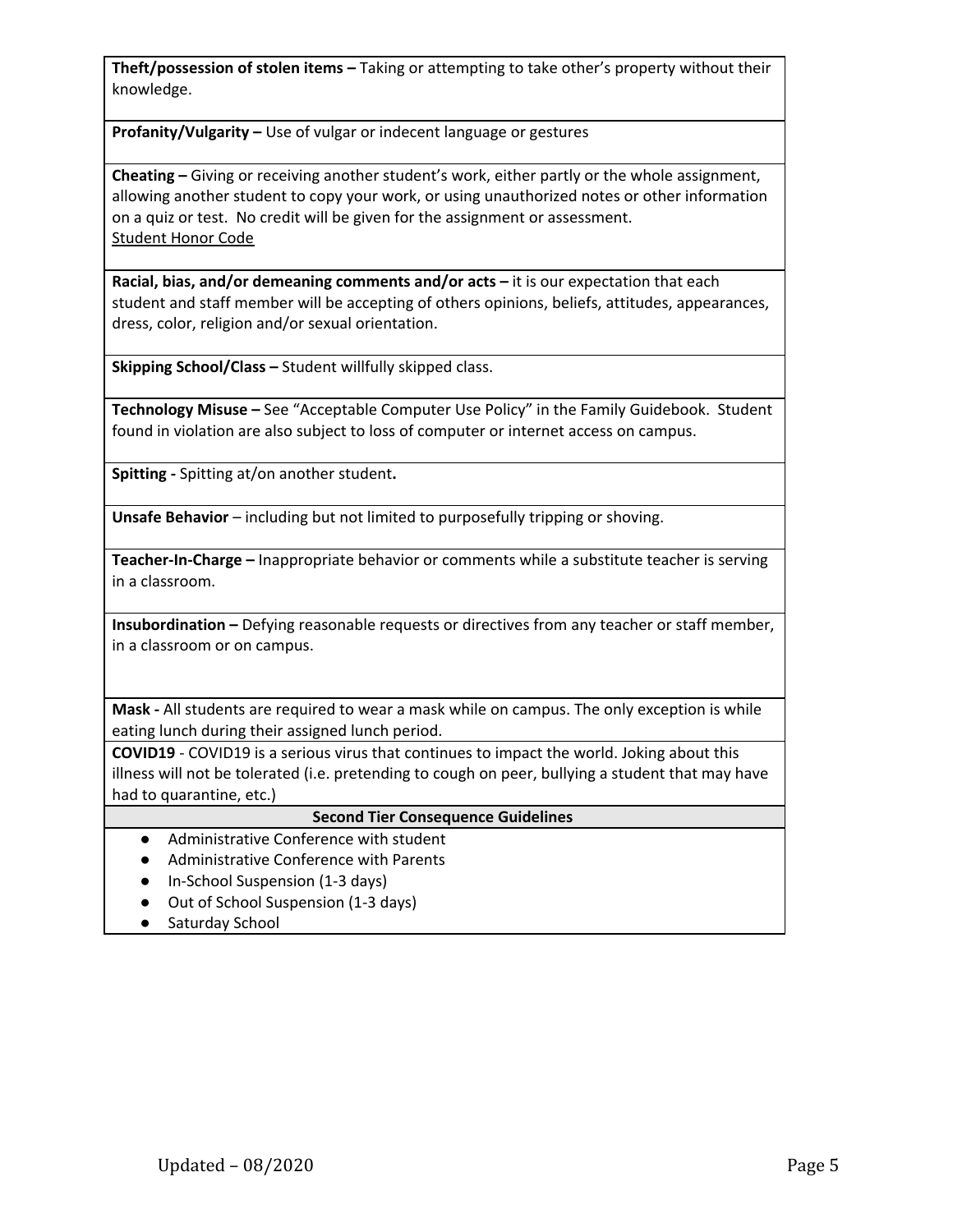**Theft/possession of stolen items –** Taking or attempting to take other's property without their knowledge.

**Profanity/Vulgarity –** Use of vulgar or indecent language or gestures

**Cheating –** Giving or receiving another student's work, either partly or the whole assignment, allowing another student to copy your work, or using unauthorized notes or other information on a quiz or test. No credit will be given for the assignment or assessment.
Student Honor Code

**Racial, bias, and/or demeaning comments and/or acts –** it is our expectation that each student and staff member will be accepting of others opinions, beliefs, attitudes, appearances, dress, color, religion and/or sexual orientation.

**Skipping School/Class –** Student willfully skipped class.

**Technology Misuse –** See "Acceptable Computer Use Policy" in the Family Guidebook. Student found in violation are also subject to loss of computer or internet access on campus.

**Spitting -** Spitting at/on another student**.**

**Unsafe Behavior** – including but not limited to purposefully tripping or shoving.

**Teacher-In-Charge –** Inappropriate behavior or comments while a substitute teacher is serving in a classroom.

**Insubordination –** Defying reasonable requests or directives from any teacher or staff member, in a classroom or on campus.

**Mask -** All students are required to wear a mask while on campus. The only exception is while eating lunch during their assigned lunch period.

**COVID19** - COVID19 is a serious virus that continues to impact the world. Joking about this illness will not be tolerated (i.e. pretending to cough on peer, bullying a student that may have had to quarantine, etc.)

**Second Tier Consequence Guidelines**

- Administrative Conference with student
- Administrative Conference with Parents
- In-School Suspension (1-3 days)
- Out of School Suspension (1-3 days)
- Saturday School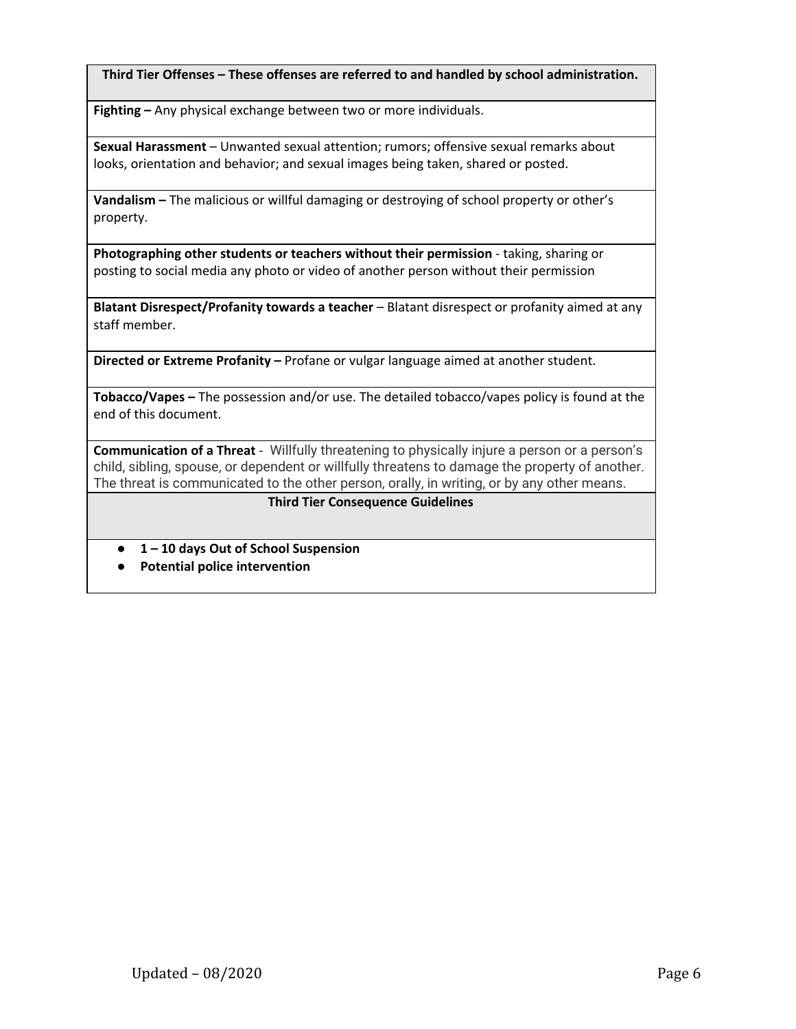| **Third Tier Offenses – These offenses are referred to and handled by school administration.** |
| --- |
| **Fighting –** Any physical exchange between two or more individuals. |
| **Sexual Harassment** – Unwanted sexual attention; rumors; offensive sexual remarks about looks, orientation and behavior; and sexual images being taken, shared or posted. |
| **Vandalism –** The malicious or willful damaging or destroying of school property or other's property. |
| **Photographing other students or teachers without their permission** - taking, sharing or posting to social media any photo or video of another person without their permission |
| **Blatant Disrespect/Profanity towards a teacher** – Blatant disrespect or profanity aimed at any staff member. |
| **Directed or Extreme Profanity –** Profane or vulgar language aimed at another student. |
| **Tobacco/Vapes –** The possession and/or use. The detailed tobacco/vapes policy is found at the end of this document. |
| **Communication of a Threat** - Willfully threatening to physically injure a person or a person's child, sibling, spouse, or dependent or willfully threatens to damage the property of another. The threat is communicated to the other person, orally, in writing, or by any other means. |
| **Third Tier Consequence Guidelines** |
| • **1 – 10 days Out of School Suspension**<br>• **Potential police intervention** |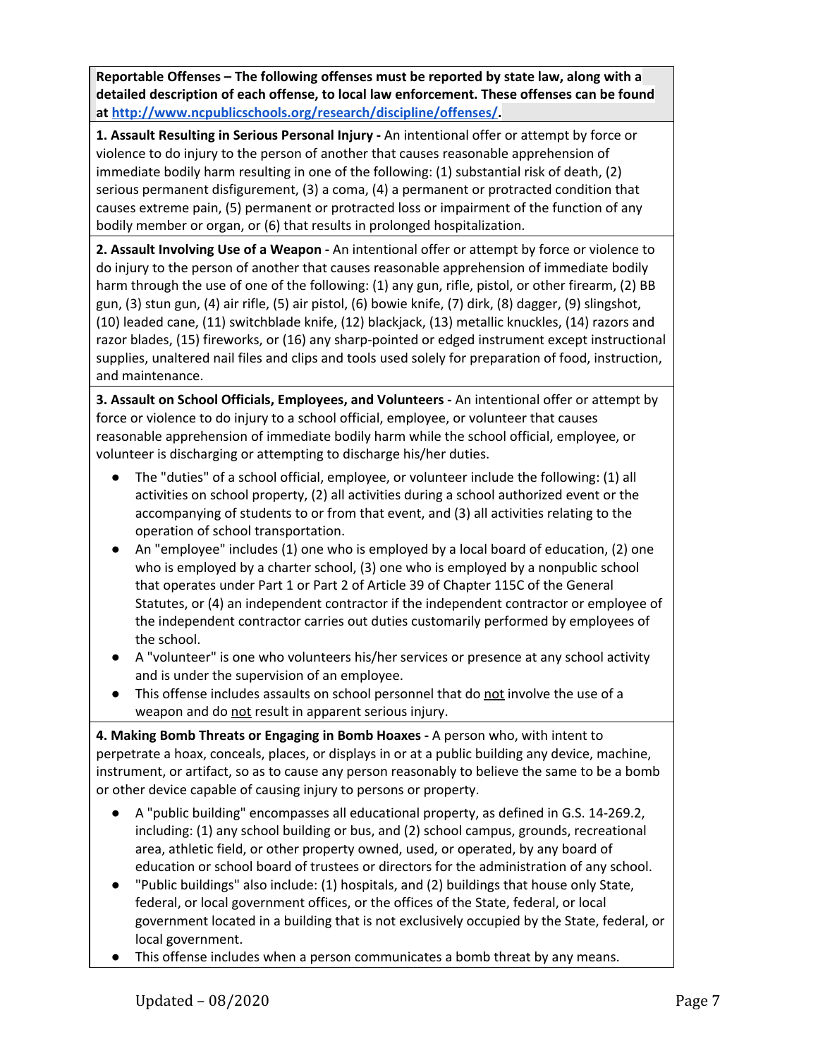**Reportable Offenses – The following offenses must be reported by state law, along with a detailed description of each offense, to local law enforcement. These offenses can be found at [http://www.ncpublicschools.org/research/discipline/offenses/](http://www.ncpublicschools.org/research/discipline/offenses/).**

**1. Assault Resulting in Serious Personal Injury -** An intentional offer or attempt by force or violence to do injury to the person of another that causes reasonable apprehension of immediate bodily harm resulting in one of the following: (1) substantial risk of death, (2) serious permanent disfigurement, (3) a coma, (4) a permanent or protracted condition that causes extreme pain, (5) permanent or protracted loss or impairment of the function of any bodily member or organ, or (6) that results in prolonged hospitalization.

**2. Assault Involving Use of a Weapon -** An intentional offer or attempt by force or violence to do injury to the person of another that causes reasonable apprehension of immediate bodily harm through the use of one of the following: (1) any gun, rifle, pistol, or other firearm, (2) BB gun, (3) stun gun, (4) air rifle, (5) air pistol, (6) bowie knife, (7) dirk, (8) dagger, (9) slingshot, (10) leaded cane, (11) switchblade knife, (12) blackjack, (13) metallic knuckles, (14) razors and razor blades, (15) fireworks, or (16) any sharp-pointed or edged instrument except instructional supplies, unaltered nail files and clips and tools used solely for preparation of food, instruction, and maintenance.

**3. Assault on School Officials, Employees, and Volunteers -** An intentional offer or attempt by force or violence to do injury to a school official, employee, or volunteer that causes reasonable apprehension of immediate bodily harm while the school official, employee, or volunteer is discharging or attempting to discharge his/her duties.

- The "duties" of a school official, employee, or volunteer include the following: (1) all activities on school property, (2) all activities during a school authorized event or the accompanying of students to or from that event, and (3) all activities relating to the operation of school transportation.
- An "employee" includes (1) one who is employed by a local board of education, (2) one who is employed by a charter school, (3) one who is employed by a nonpublic school that operates under Part 1 or Part 2 of Article 39 of Chapter 115C of the General Statutes, or (4) an independent contractor if the independent contractor or employee of the independent contractor carries out duties customarily performed by employees of the school.
- A "volunteer" is one who volunteers his/her services or presence at any school activity and is under the supervision of an employee.
- This offense includes assaults on school personnel that do <u>not</u> involve the use of a weapon and do <u>not</u> result in apparent serious injury.

**4. Making Bomb Threats or Engaging in Bomb Hoaxes -** A person who, with intent to perpetrate a hoax, conceals, places, or displays in or at a public building any device, machine, instrument, or artifact, so as to cause any person reasonably to believe the same to be a bomb or other device capable of causing injury to persons or property.

- A "public building" encompasses all educational property, as defined in G.S. 14-269.2, including: (1) any school building or bus, and (2) school campus, grounds, recreational area, athletic field, or other property owned, used, or operated, by any board of education or school board of trustees or directors for the administration of any school.
- "Public buildings" also include: (1) hospitals, and (2) buildings that house only State, federal, or local government offices, or the offices of the State, federal, or local government located in a building that is not exclusively occupied by the State, federal, or local government.
- This offense includes when a person communicates a bomb threat by any means.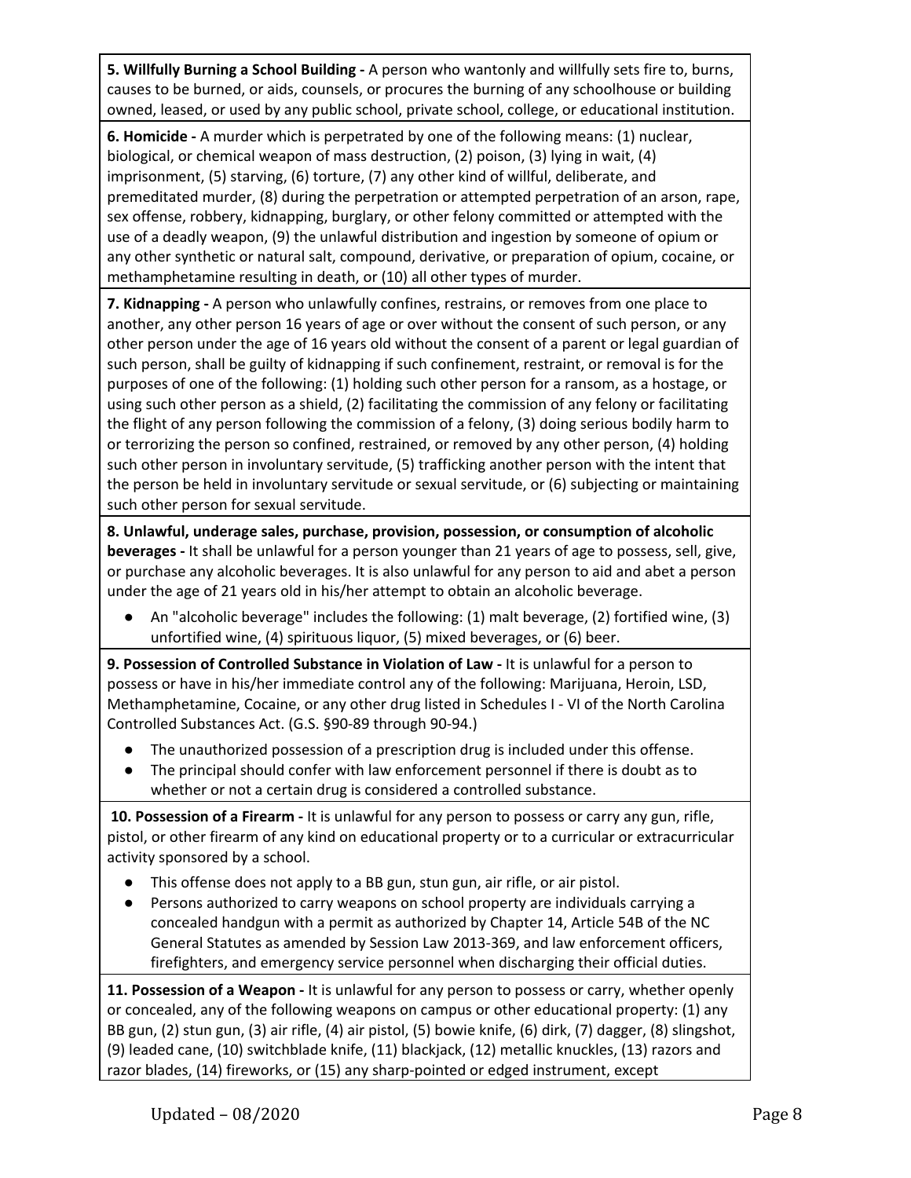**5. Willfully Burning a School Building -** A person who wantonly and willfully sets fire to, burns, causes to be burned, or aids, counsels, or procures the burning of any schoolhouse or building owned, leased, or used by any public school, private school, college, or educational institution.

**6. Homicide -** A murder which is perpetrated by one of the following means: (1) nuclear, biological, or chemical weapon of mass destruction, (2) poison, (3) lying in wait, (4) imprisonment, (5) starving, (6) torture, (7) any other kind of willful, deliberate, and premeditated murder, (8) during the perpetration or attempted perpetration of an arson, rape, sex offense, robbery, kidnapping, burglary, or other felony committed or attempted with the use of a deadly weapon, (9) the unlawful distribution and ingestion by someone of opium or any other synthetic or natural salt, compound, derivative, or preparation of opium, cocaine, or methamphetamine resulting in death, or (10) all other types of murder.

**7. Kidnapping -** A person who unlawfully confines, restrains, or removes from one place to another, any other person 16 years of age or over without the consent of such person, or any other person under the age of 16 years old without the consent of a parent or legal guardian of such person, shall be guilty of kidnapping if such confinement, restraint, or removal is for the purposes of one of the following: (1) holding such other person for a ransom, as a hostage, or using such other person as a shield, (2) facilitating the commission of any felony or facilitating the flight of any person following the commission of a felony, (3) doing serious bodily harm to or terrorizing the person so confined, restrained, or removed by any other person, (4) holding such other person in involuntary servitude, (5) trafficking another person with the intent that the person be held in involuntary servitude or sexual servitude, or (6) subjecting or maintaining such other person for sexual servitude.

**8. Unlawful, underage sales, purchase, provision, possession, or consumption of alcoholic beverages -** It shall be unlawful for a person younger than 21 years of age to possess, sell, give, or purchase any alcoholic beverages. It is also unlawful for any person to aid and abet a person under the age of 21 years old in his/her attempt to obtain an alcoholic beverage.

- An "alcoholic beverage" includes the following: (1) malt beverage, (2) fortified wine, (3) unfortified wine, (4) spirituous liquor, (5) mixed beverages, or (6) beer.

**9. Possession of Controlled Substance in Violation of Law -** It is unlawful for a person to possess or have in his/her immediate control any of the following: Marijuana, Heroin, LSD, Methamphetamine, Cocaine, or any other drug listed in Schedules I - VI of the North Carolina Controlled Substances Act. (G.S. §90-89 through 90-94.)

- The unauthorized possession of a prescription drug is included under this offense.
- The principal should confer with law enforcement personnel if there is doubt as to whether or not a certain drug is considered a controlled substance.

**10. Possession of a Firearm -** It is unlawful for any person to possess or carry any gun, rifle, pistol, or other firearm of any kind on educational property or to a curricular or extracurricular activity sponsored by a school.

- This offense does not apply to a BB gun, stun gun, air rifle, or air pistol.
- Persons authorized to carry weapons on school property are individuals carrying a concealed handgun with a permit as authorized by Chapter 14, Article 54B of the NC General Statutes as amended by Session Law 2013-369, and law enforcement officers, firefighters, and emergency service personnel when discharging their official duties.

**11. Possession of a Weapon -** It is unlawful for any person to possess or carry, whether openly or concealed, any of the following weapons on campus or other educational property: (1) any BB gun, (2) stun gun, (3) air rifle, (4) air pistol, (5) bowie knife, (6) dirk, (7) dagger, (8) slingshot, (9) leaded cane, (10) switchblade knife, (11) blackjack, (12) metallic knuckles, (13) razors and razor blades, (14) fireworks, or (15) any sharp-pointed or edged instrument, except

Updated – 08/2020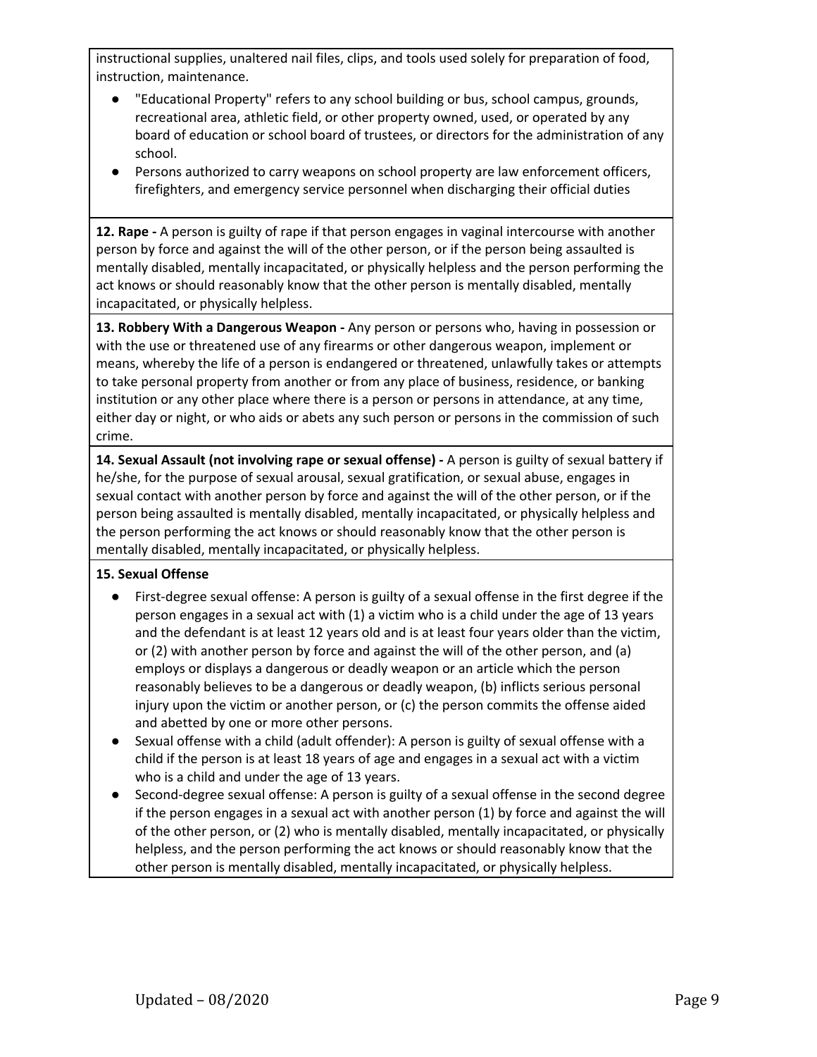instructional supplies, unaltered nail files, clips, and tools used solely for preparation of food, instruction, maintenance.

- "Educational Property" refers to any school building or bus, school campus, grounds, recreational area, athletic field, or other property owned, used, or operated by any board of education or school board of trustees, or directors for the administration of any school.
- Persons authorized to carry weapons on school property are law enforcement officers, firefighters, and emergency service personnel when discharging their official duties

**12. Rape -** A person is guilty of rape if that person engages in vaginal intercourse with another person by force and against the will of the other person, or if the person being assaulted is mentally disabled, mentally incapacitated, or physically helpless and the person performing the act knows or should reasonably know that the other person is mentally disabled, mentally incapacitated, or physically helpless.

**13. Robbery With a Dangerous Weapon -** Any person or persons who, having in possession or with the use or threatened use of any firearms or other dangerous weapon, implement or means, whereby the life of a person is endangered or threatened, unlawfully takes or attempts to take personal property from another or from any place of business, residence, or banking institution or any other place where there is a person or persons in attendance, at any time, either day or night, or who aids or abets any such person or persons in the commission of such crime.

**14. Sexual Assault (not involving rape or sexual offense) -** A person is guilty of sexual battery if he/she, for the purpose of sexual arousal, sexual gratification, or sexual abuse, engages in sexual contact with another person by force and against the will of the other person, or if the person being assaulted is mentally disabled, mentally incapacitated, or physically helpless and the person performing the act knows or should reasonably know that the other person is mentally disabled, mentally incapacitated, or physically helpless.

**15. Sexual Offense**

- First-degree sexual offense: A person is guilty of a sexual offense in the first degree if the person engages in a sexual act with (1) a victim who is a child under the age of 13 years and the defendant is at least 12 years old and is at least four years older than the victim, or (2) with another person by force and against the will of the other person, and (a) employs or displays a dangerous or deadly weapon or an article which the person reasonably believes to be a dangerous or deadly weapon, (b) inflicts serious personal injury upon the victim or another person, or (c) the person commits the offense aided and abetted by one or more other persons.
- Sexual offense with a child (adult offender): A person is guilty of sexual offense with a child if the person is at least 18 years of age and engages in a sexual act with a victim who is a child and under the age of 13 years.
- Second-degree sexual offense: A person is guilty of a sexual offense in the second degree if the person engages in a sexual act with another person (1) by force and against the will of the other person, or (2) who is mentally disabled, mentally incapacitated, or physically helpless, and the person performing the act knows or should reasonably know that the other person is mentally disabled, mentally incapacitated, or physically helpless.

Updated – 08/2020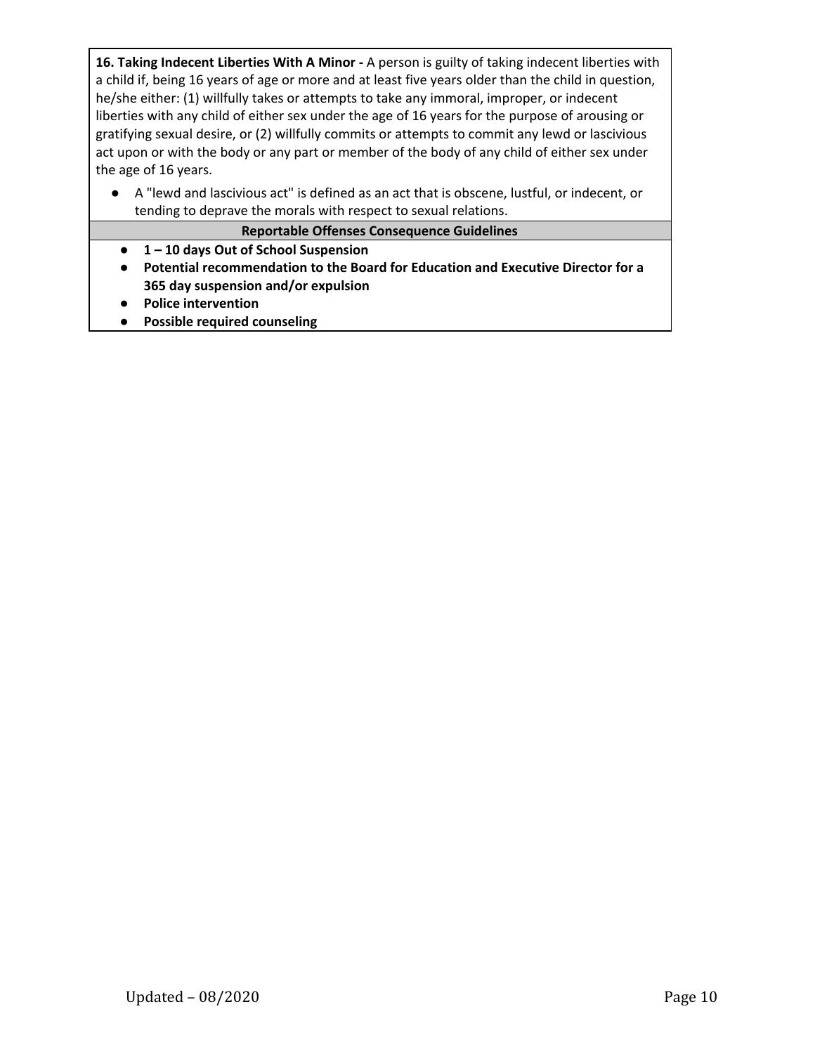**16. Taking Indecent Liberties With A Minor -** A person is guilty of taking indecent liberties with a child if, being 16 years of age or more and at least five years older than the child in question, he/she either: (1) willfully takes or attempts to take any immoral, improper, or indecent liberties with any child of either sex under the age of 16 years for the purpose of arousing or gratifying sexual desire, or (2) willfully commits or attempts to commit any lewd or lascivious act upon or with the body or any part or member of the body of any child of either sex under the age of 16 years.

- A "lewd and lascivious act" is defined as an act that is obscene, lustful, or indecent, or tending to deprave the morals with respect to sexual relations.

**Reportable Offenses Consequence Guidelines**

- **1 – 10 days Out of School Suspension**
- **Potential recommendation to the Board for Education and Executive Director for a 365 day suspension and/or expulsion**
- **Police intervention**
- **Possible required counseling**

Updated – 08/2020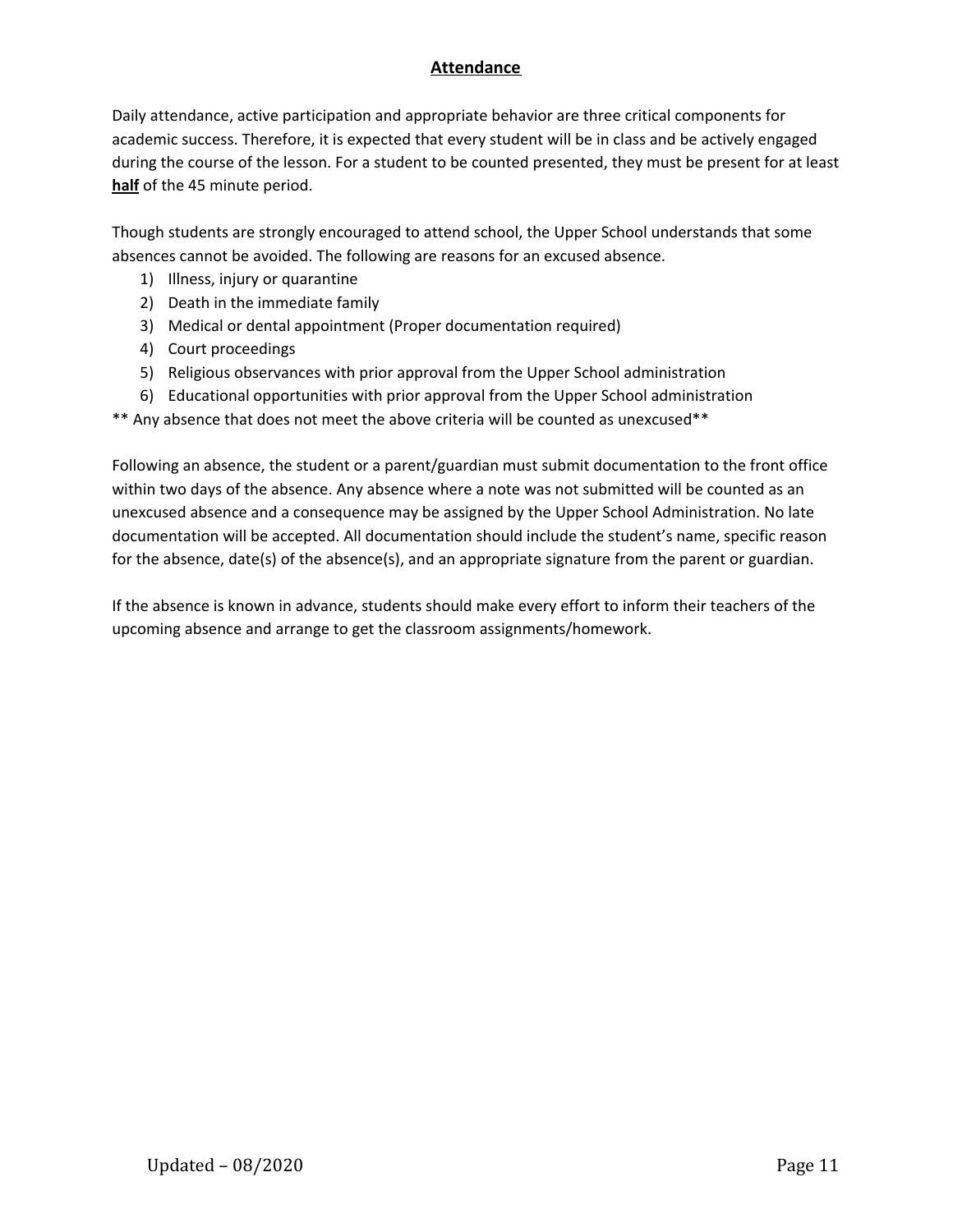## **Attendance**

Daily attendance, active participation and appropriate behavior are three critical components for academic success. Therefore, it is expected that every student will be in class and be actively engaged during the course of the lesson. For a student to be counted presented, they must be present for at least **half** of the 45 minute period.

Though students are strongly encouraged to attend school, the Upper School understands that some absences cannot be avoided. The following are reasons for an excused absence.

1) Illness, injury or quarantine
2) Death in the immediate family
3) Medical or dental appointment (Proper documentation required)
4) Court proceedings
5) Religious observances with prior approval from the Upper School administration
6) Educational opportunities with prior approval from the Upper School administration

** Any absence that does not meet the above criteria will be counted as unexcused**

Following an absence, the student or a parent/guardian must submit documentation to the front office within two days of the absence. Any absence where a note was not submitted will be counted as an unexcused absence and a consequence may be assigned by the Upper School Administration. No late documentation will be accepted. All documentation should include the student's name, specific reason for the absence, date(s) of the absence(s), and an appropriate signature from the parent or guardian.

If the absence is known in advance, students should make every effort to inform their teachers of the upcoming absence and arrange to get the classroom assignments/homework.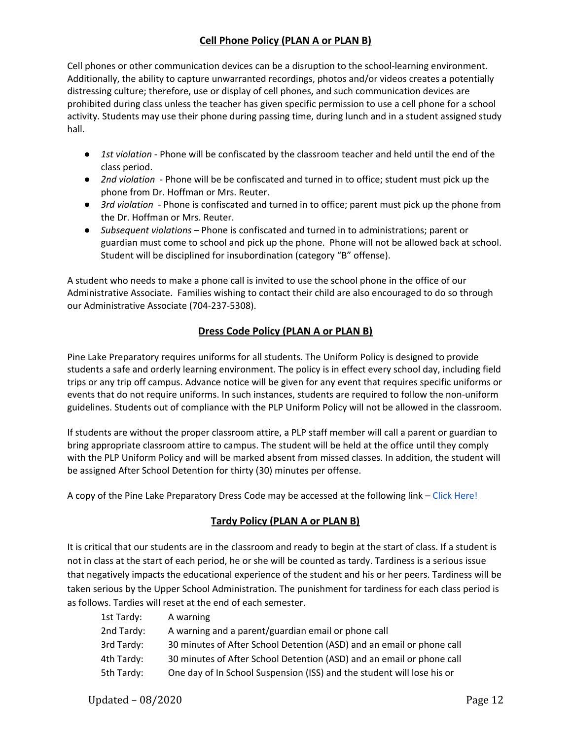## Cell Phone Policy (PLAN A or PLAN B)

Cell phones or other communication devices can be a disruption to the school-learning environment. Additionally, the ability to capture unwarranted recordings, photos and/or videos creates a potentially distressing culture; therefore, use or display of cell phones, and such communication devices are prohibited during class unless the teacher has given specific permission to use a cell phone for a school activity. Students may use their phone during passing time, during lunch and in a student assigned study hall.

- *1st violation* - Phone will be confiscated by the classroom teacher and held until the end of the class period.
- *2nd violation* - Phone will be be confiscated and turned in to office; student must pick up the phone from Dr. Hoffman or Mrs. Reuter.
- *3rd violation* - Phone is confiscated and turned in to office; parent must pick up the phone from the Dr. Hoffman or Mrs. Reuter.
- *Subsequent violations* – Phone is confiscated and turned in to administrations; parent or guardian must come to school and pick up the phone. Phone will not be allowed back at school. Student will be disciplined for insubordination (category "B" offense).

A student who needs to make a phone call is invited to use the school phone in the office of our Administrative Associate. Families wishing to contact their child are also encouraged to do so through our Administrative Associate (704-237-5308).

## Dress Code Policy (PLAN A or PLAN B)

Pine Lake Preparatory requires uniforms for all students. The Uniform Policy is designed to provide students a safe and orderly learning environment. The policy is in effect every school day, including field trips or any trip off campus. Advance notice will be given for any event that requires specific uniforms or events that do not require uniforms. In such instances, students are required to follow the non-uniform guidelines. Students out of compliance with the PLP Uniform Policy will not be allowed in the classroom.

If students are without the proper classroom attire, a PLP staff member will call a parent or guardian to bring appropriate classroom attire to campus. The student will be held at the office until they comply with the PLP Uniform Policy and will be marked absent from missed classes. In addition, the student will be assigned After School Detention for thirty (30) minutes per offense.

A copy of the Pine Lake Preparatory Dress Code may be accessed at the following link – Click Here!

## Tardy Policy (PLAN A or PLAN B)

It is critical that our students are in the classroom and ready to begin at the start of class. If a student is not in class at the start of each period, he or she will be counted as tardy. Tardiness is a serious issue that negatively impacts the educational experience of the student and his or her peers. Tardiness will be taken serious by the Upper School Administration. The punishment for tardiness for each class period is as follows. Tardies will reset at the end of each semester.

| | |
|---|---|
| 1st Tardy: | A warning |
| 2nd Tardy: | A warning and a parent/guardian email or phone call |
| 3rd Tardy: | 30 minutes of After School Detention (ASD) and an email or phone call |
| 4th Tardy: | 30 minutes of After School Detention (ASD) and an email or phone call |
| 5th Tardy: | One day of In School Suspension (ISS) and the student will lose his or |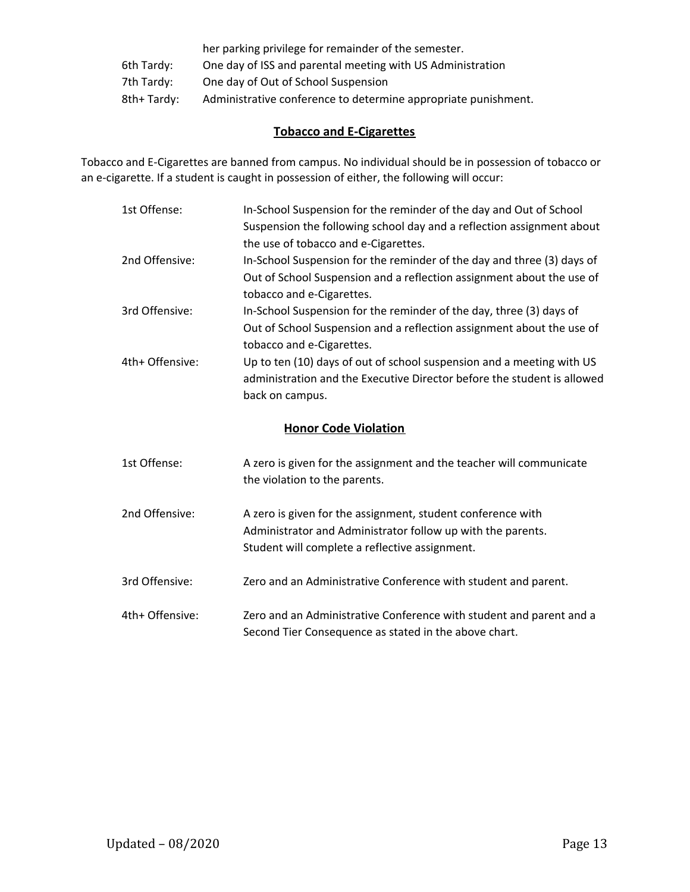| | |
|---|---|
| | her parking privilege for remainder of the semester. |
| 6th Tardy: | One day of ISS and parental meeting with US Administration |
| 7th Tardy: | One day of Out of School Suspension |
| 8th+ Tardy: | Administrative conference to determine appropriate punishment. |

## Tobacco and E-Cigarettes

Tobacco and E-Cigarettes are banned from campus. No individual should be in possession of tobacco or an e-cigarette. If a student is caught in possession of either, the following will occur:

| | |
|---|---|
| 1st Offense: | In-School Suspension for the reminder of the day and Out of School Suspension the following school day and a reflection assignment about the use of tobacco and e-Cigarettes. |
| 2nd Offensive: | In-School Suspension for the reminder of the day and three (3) days of Out of School Suspension and a reflection assignment about the use of tobacco and e-Cigarettes. |
| 3rd Offensive: | In-School Suspension for the reminder of the day, three (3) days of Out of School Suspension and a reflection assignment about the use of tobacco and e-Cigarettes. |
| 4th+ Offensive: | Up to ten (10) days of out of school suspension and a meeting with US administration and the Executive Director before the student is allowed back on campus. |

## Honor Code Violation

| | |
|---|---|
| 1st Offense: | A zero is given for the assignment and the teacher will communicate the violation to the parents. |
| 2nd Offensive: | A zero is given for the assignment, student conference with Administrator and Administrator follow up with the parents. Student will complete a reflective assignment. |
| 3rd Offensive: | Zero and an Administrative Conference with student and parent. |
| 4th+ Offensive: | Zero and an Administrative Conference with student and parent and a Second Tier Consequence as stated in the above chart. |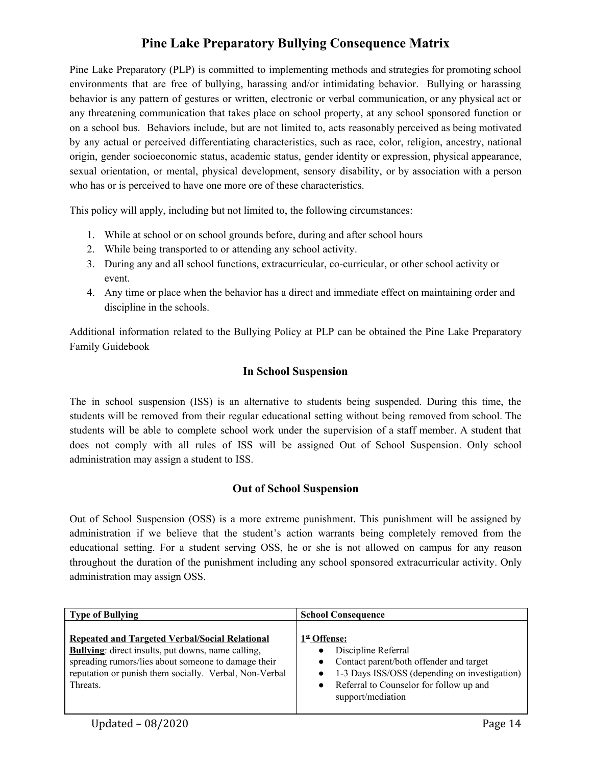# Pine Lake Preparatory Bullying Consequence Matrix

Pine Lake Preparatory (PLP) is committed to implementing methods and strategies for promoting school environments that are free of bullying, harassing and/or intimidating behavior. Bullying or harassing behavior is any pattern of gestures or written, electronic or verbal communication, or any physical act or any threatening communication that takes place on school property, at any school sponsored function or on a school bus. Behaviors include, but are not limited to, acts reasonably perceived as being motivated by any actual or perceived differentiating characteristics, such as race, color, religion, ancestry, national origin, gender socioeconomic status, academic status, gender identity or expression, physical appearance, sexual orientation, or mental, physical development, sensory disability, or by association with a person who has or is perceived to have one more ore of these characteristics.

This policy will apply, including but not limited to, the following circumstances:

1. While at school or on school grounds before, during and after school hours
2. While being transported to or attending any school activity.
3. During any and all school functions, extracurricular, co-curricular, or other school activity or event.
4. Any time or place when the behavior has a direct and immediate effect on maintaining order and discipline in the schools.

Additional information related to the Bullying Policy at PLP can be obtained the Pine Lake Preparatory Family Guidebook

### In School Suspension

The in school suspension (ISS) is an alternative to students being suspended. During this time, the students will be removed from their regular educational setting without being removed from school. The students will be able to complete school work under the supervision of a staff member. A student that does not comply with all rules of ISS will be assigned Out of School Suspension. Only school administration may assign a student to ISS.

### Out of School Suspension

Out of School Suspension (OSS) is a more extreme punishment. This punishment will be assigned by administration if we believe that the student's action warrants being completely removed from the educational setting. For a student serving OSS, he or she is not allowed on campus for any reason throughout the duration of the punishment including any school sponsored extracurricular activity. Only administration may assign OSS.

| Type of Bullying | School Consequence |
|---|---|
| **Repeated and Targeted Verbal/Social Relational Bullying**: direct insults, put downs, name calling, spreading rumors/lies about someone to damage their reputation or punish them socially. Verbal, Non-Verbal Threats. | **1st Offense:**<br>• Discipline Referral<br>• Contact parent/both offender and target<br>• 1-3 Days ISS/OSS (depending on investigation)<br>• Referral to Counselor for follow up and support/mediation |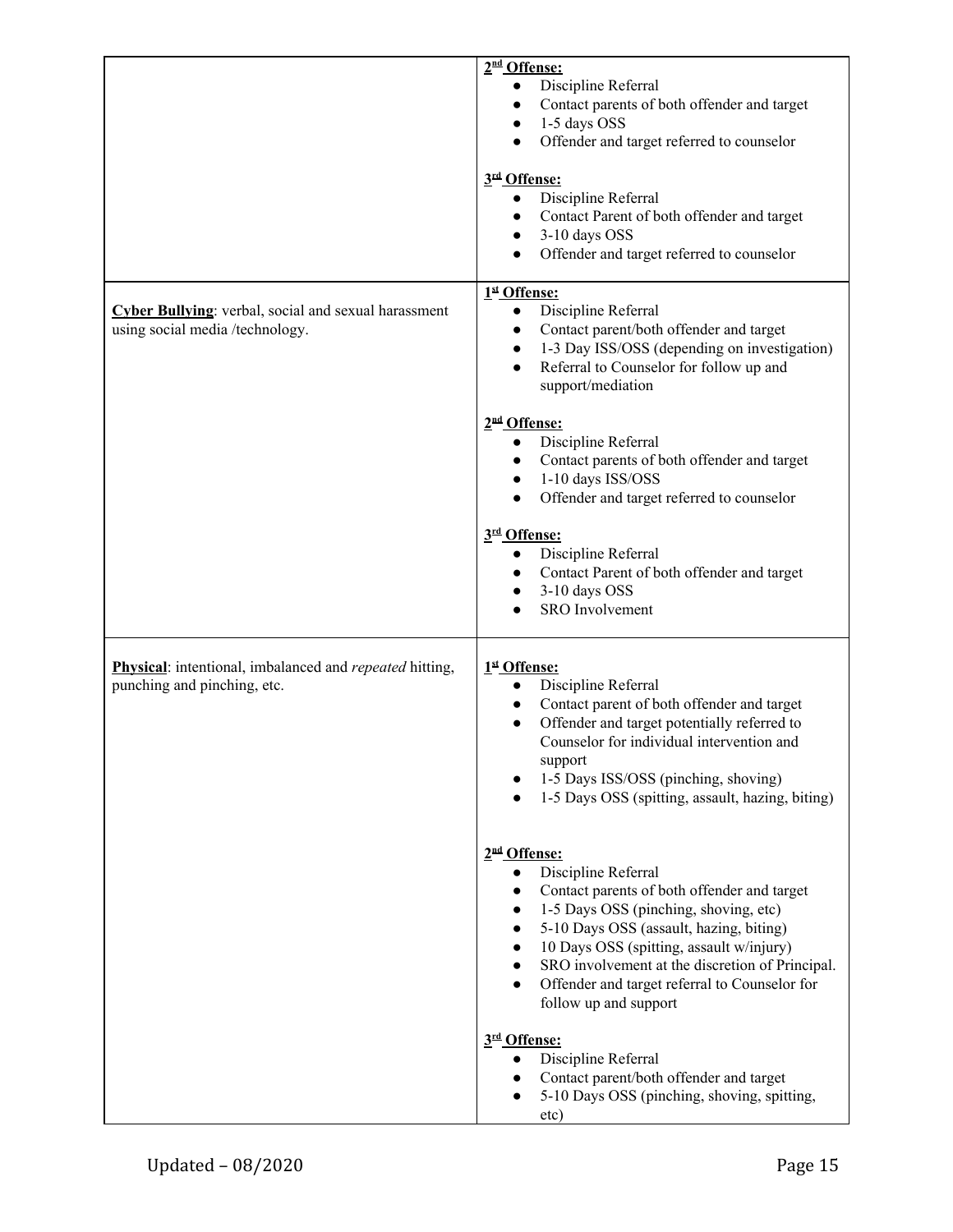| | |
|---|---|
| | **2nd Offense:**<br>● Discipline Referral<br>● Contact parents of both offender and target<br>● 1-5 days OSS<br>● Offender and target referred to counselor<br><br>**3rd Offense:**<br>● Discipline Referral<br>● Contact Parent of both offender and target<br>● 3-10 days OSS<br>● Offender and target referred to counselor |
| **Cyber Bullying**: verbal, social and sexual harassment using social media /technology. | **1st Offense:**<br>● Discipline Referral<br>● Contact parent/both offender and target<br>● 1-3 Day ISS/OSS (depending on investigation)<br>● Referral to Counselor for follow up and support/mediation<br><br>**2nd Offense:**<br>● Discipline Referral<br>● Contact parents of both offender and target<br>● 1-10 days ISS/OSS<br>● Offender and target referred to counselor<br><br>**3rd Offense:**<br>● Discipline Referral<br>● Contact Parent of both offender and target<br>● 3-10 days OSS<br>● SRO Involvement |
| **Physical**: intentional, imbalanced and *repeated* hitting, punching and pinching, etc. | **1st Offense:**<br>● Discipline Referral<br>● Contact parent of both offender and target<br>● Offender and target potentially referred to Counselor for individual intervention and support<br>● 1-5 Days ISS/OSS (pinching, shoving)<br>● 1-5 Days OSS (spitting, assault, hazing, biting)<br><br>**2nd Offense:**<br>● Discipline Referral<br>● Contact parents of both offender and target<br>● 1-5 Days OSS (pinching, shoving, etc)<br>● 5-10 Days OSS (assault, hazing, biting)<br>● 10 Days OSS (spitting, assault w/injury)<br>● SRO involvement at the discretion of Principal.<br>● Offender and target referral to Counselor for follow up and support<br><br>**3rd Offense:**<br>● Discipline Referral<br>● Contact parent/both offender and target<br>● 5-10 Days OSS (pinching, shoving, spitting, etc) |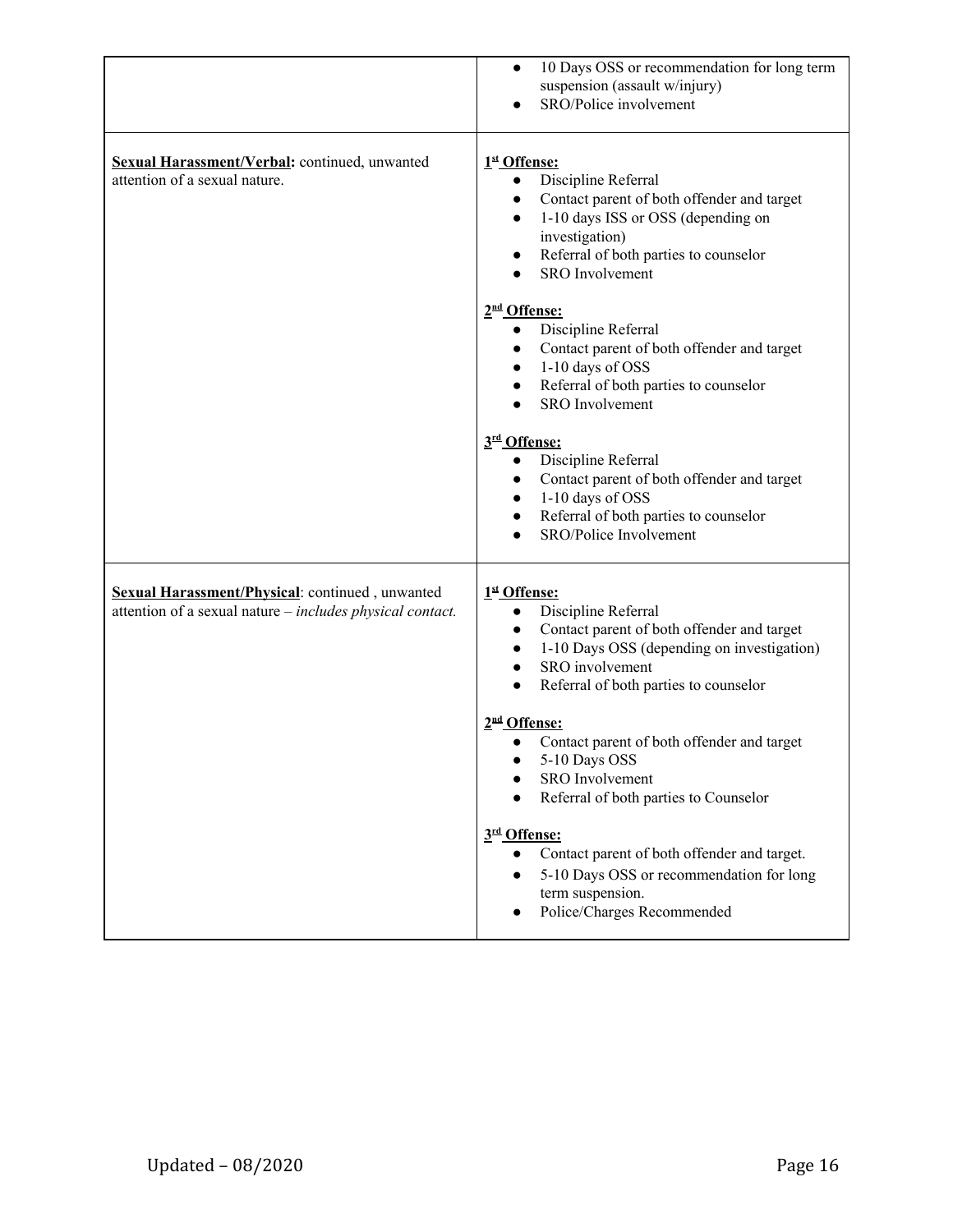| | |
|---|---|
| | <ul><li>10 Days OSS or recommendation for long term suspension (assault w/injury)</li><li>SRO/Police involvement</li></ul> |
| **<u>Sexual Harassment/Verbal:</u>** continued, unwanted attention of a sexual nature. | **<u>1st Offense:</u>**<ul><li>Discipline Referral</li><li>Contact parent of both offender and target</li><li>1-10 days ISS or OSS (depending on investigation)</li><li>Referral of both parties to counselor</li><li>SRO Involvement</li></ul>**<u>2nd Offense:</u>**<ul><li>Discipline Referral</li><li>Contact parent of both offender and target</li><li>1-10 days of OSS</li><li>Referral of both parties to counselor</li><li>SRO Involvement</li></ul>**<u>3rd Offense:</u>**<ul><li>Discipline Referral</li><li>Contact parent of both offender and target</li><li>1-10 days of OSS</li><li>Referral of both parties to counselor</li><li>SRO/Police Involvement</li></ul> |
| **<u>Sexual Harassment/Physical</u>**: continued , unwanted attention of a sexual nature – *includes physical contact.* | **<u>1st Offense:</u>**<ul><li>Discipline Referral</li><li>Contact parent of both offender and target</li><li>1-10 Days OSS (depending on investigation)</li><li>SRO involvement</li><li>Referral of both parties to counselor</li></ul>**<u>2nd Offense:</u>**<ul><li>Contact parent of both offender and target</li><li>5-10 Days OSS</li><li>SRO Involvement</li><li>Referral of both parties to Counselor</li></ul>**<u>3rd Offense:</u>**<ul><li>Contact parent of both offender and target.</li><li>5-10 Days OSS or recommendation for long term suspension.</li><li>Police/Charges Recommended</li></ul> |

Updated – 08/2020